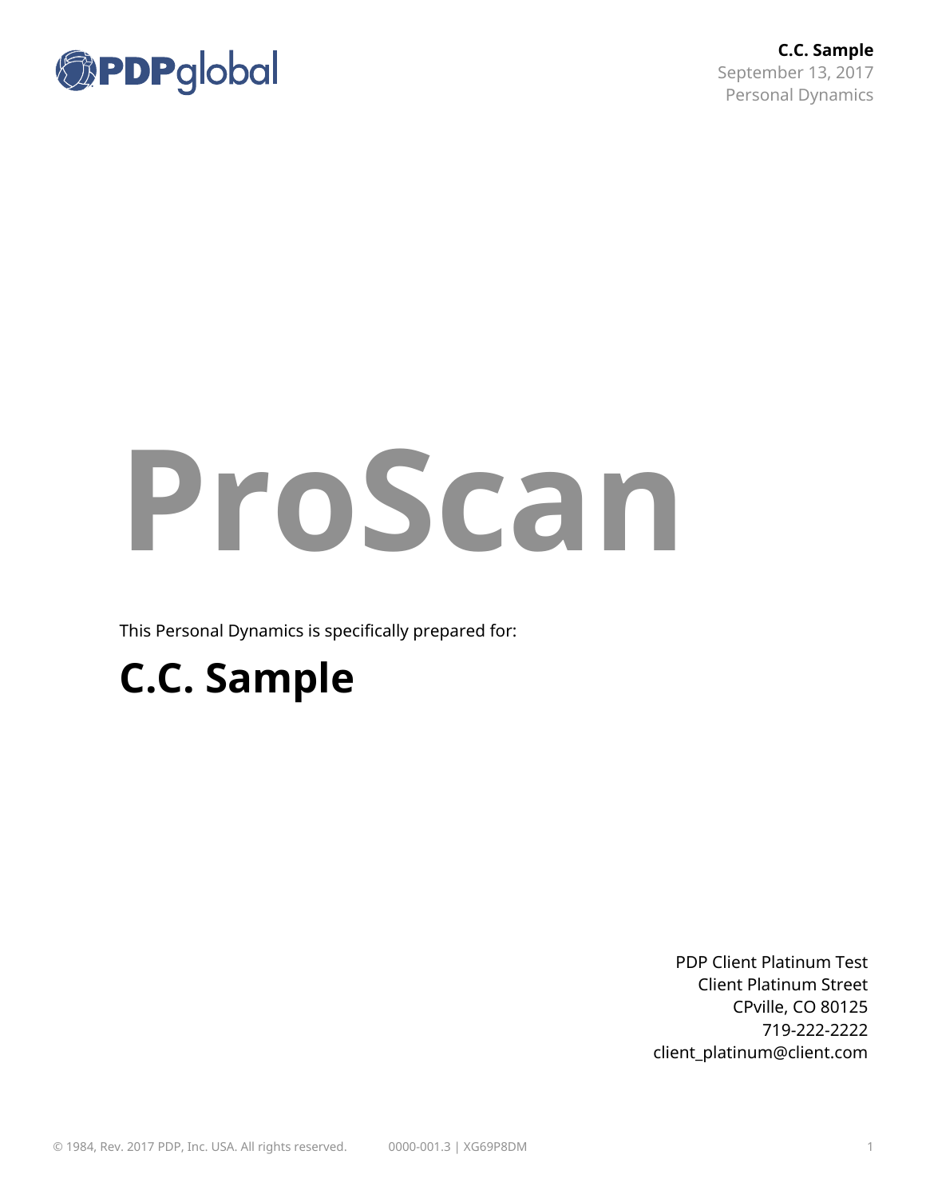**C.C. Sample**
September 13, 2017
Personal Dynamics

# ProScan

This Personal Dynamics is specifically prepared for:

## C.C. Sample

PDP Client Platinum Test
Client Platinum Street
CPville, CO 80125
719-222-2222
client_platinum@client.com

© 1984, Rev. 2017 PDP, Inc. USA. All rights reserved. 0000-001.3 | XG69P8DM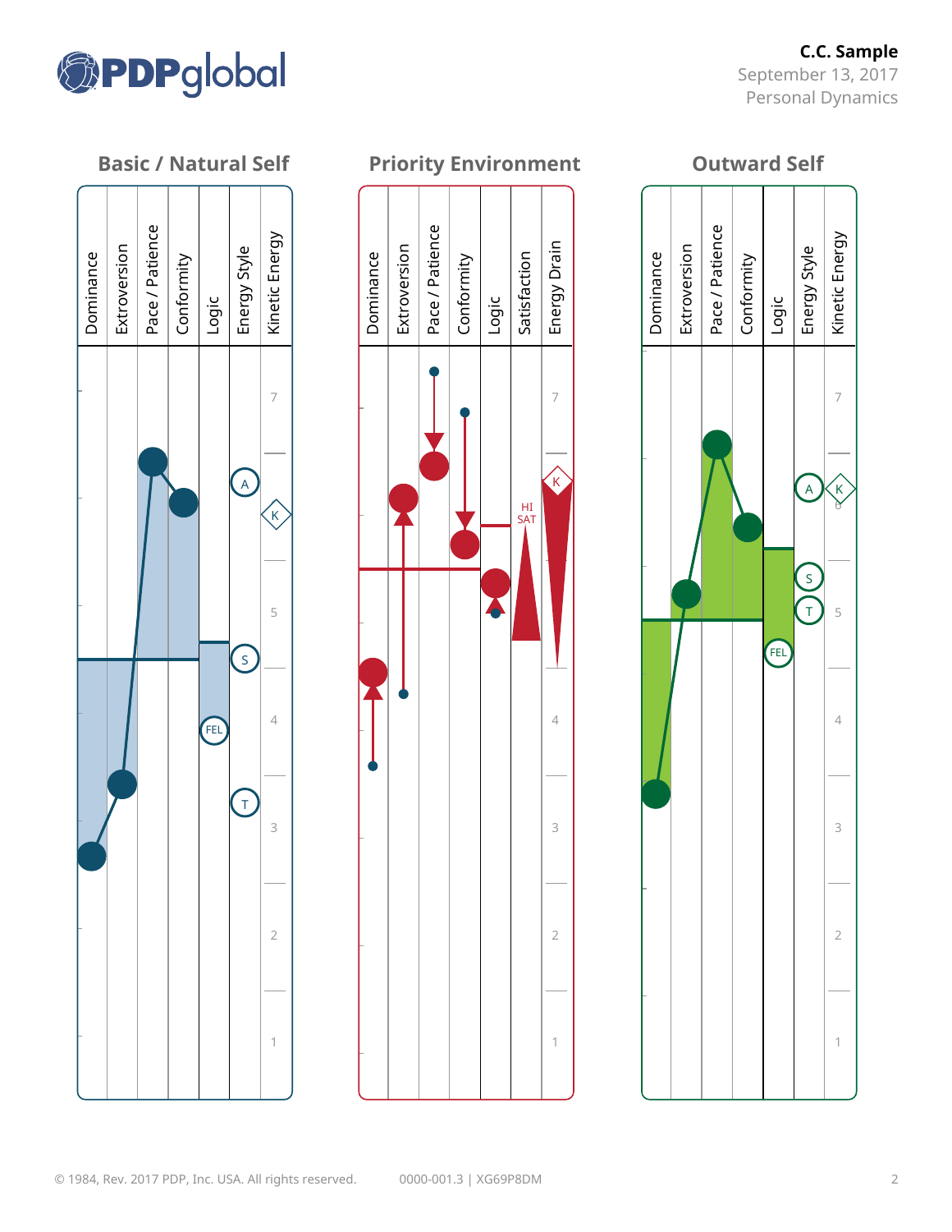C.C. Sample
September 13, 2017
Personal Dynamics

## Basic / Natural Self

Dominance | Extroversion | Pace / Patience | Conformity | Logic | Energy Style | Kinetic Energy

A, K, S, FEL, T

7, 5, 4, 3, 2, 1

## Priority Environment

Dominance | Extroversion | Pace / Patience | Conformity | Logic | Satisfaction | Energy Drain

K, HI SAT

7, 4, 3, 2, 1

## Outward Self

Dominance | Extroversion | Pace / Patience | Conformity | Logic | Energy Style | Kinetic Energy

A, K, 6, S, T, FEL

7, 5, 4, 3, 2, 1

© 1984, Rev. 2017 PDP, Inc. USA. All rights reserved. 0000-001.3 | XG69P8DM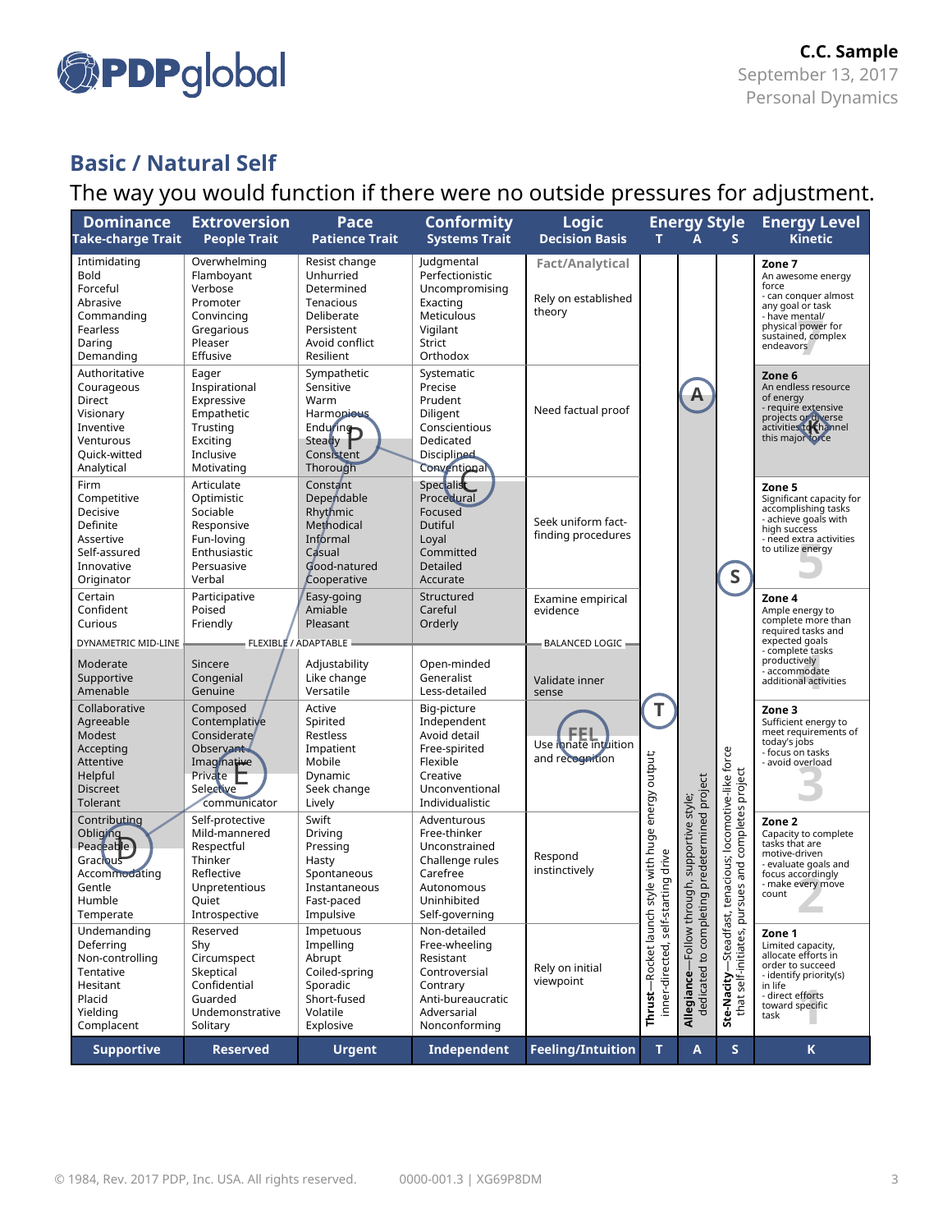## Basic / Natural Self

The way you would function if there were no outside pressures for adjustment.

| Dominance<br>Take-charge Trait | Extroversion<br>People Trait | Pace<br>Patience Trait | Conformity<br>Systems Trait | Logic<br>Decision Basis | Energy Style T | A | S | Energy Level<br>Kinetic |
|---|---|---|---|---|---|---|---|---|
| Intimidating<br>Bold<br>Forceful<br>Abrasive<br>Commanding<br>Fearless<br>Daring<br>Demanding | Overwhelming<br>Flamboyant<br>Verbose<br>Promoter<br>Convincing<br>Gregarious<br>Pleaser<br>Effusive | Resist change<br>Unhurried<br>Determined<br>Tenacious<br>Deliberate<br>Persistent<br>Avoid conflict<br>Resilient | Judgmental<br>Perfectionistic<br>Uncompromising<br>Exacting<br>Meticulous<br>Vigilant<br>Strict<br>Orthodox | **Fact/Analytical**<br>Rely on established theory | | | | **Zone 7**<br>An awesome energy force<br>- can conquer almost any goal or task<br>- have mental/ physical power for sustained, complex endeavors |
| Authoritative<br>Courageous<br>Direct<br>Visionary<br>Inventive<br>Venturous<br>Quick-witted<br>Analytical | Eager<br>Inspirational<br>Expressive<br>Empathetic<br>Trusting<br>Exciting<br>Inclusive<br>Motivating | Sympathetic<br>Sensitive<br>Warm<br>Harmonious<br>Enduring<br>Steady **P**<br>Consistent<br>Thorough | Systematic<br>Precise<br>Prudent<br>Diligent<br>Conscientious<br>Dedicated<br>Disciplined<br>Conventional | Need factual proof | | **A** | | **Zone 6**<br>An endless resource of energy<br>- require extensive projects or diverse activities to channel this major force **K** |
| Firm<br>Competitive<br>Decisive<br>Definite<br>Assertive<br>Self-assured<br>Innovative<br>Originator | Articulate<br>Optimistic<br>Sociable<br>Responsive<br>Fun-loving<br>Enthusiastic<br>Persuasive<br>Verbal | Constant<br>Dependable<br>Rhythmic<br>Methodical<br>Informal<br>Casual<br>Good-natured<br>Cooperative | Specialist **C**<br>Procedural<br>Focused<br>Dutiful<br>Loyal<br>Committed<br>Detailed<br>Accurate | Seek uniform fact-finding procedures | | | **S** | **Zone 5**<br>Significant capacity for accomplishing tasks<br>- achieve goals with high success<br>- need extra activities to utilize energy |
| Certain<br>Confident<br>Curious | Participative<br>Poised<br>Friendly | Easy-going<br>Amiable<br>Pleasant | Structured<br>Careful<br>Orderly | Examine empirical evidence | | | | **Zone 4**<br>Ample energy to complete more than required tasks and expected goals<br>- complete tasks productively<br>- accommodate additional activities |
| DYNAMETRIC MID-LINE | FLEXIBLE / ADAPTABLE | | | BALANCED LOGIC | | | | |
| Moderate<br>Supportive<br>Amenable | Sincere<br>Congenial<br>Genuine | Adjustability<br>Like change<br>Versatile | Open-minded<br>Generalist<br>Less-detailed | Validate inner sense | | | | |
| Collaborative<br>Agreeable<br>Modest<br>Accepting<br>Attentive<br>Helpful<br>Discreet<br>Tolerant | Composed<br>Contemplative<br>Considerate<br>Observant<br>Imaginative<br>Private **E**<br>Selective communicator | Active<br>Spirited<br>Restless<br>Impatient<br>Mobile<br>Dynamic<br>Seek change<br>Lively | Big-picture<br>Independent<br>Avoid detail<br>Free-spirited<br>Flexible<br>Creative<br>Unconventional<br>Individualistic | **FEL**<br>Use innate intuition and recognition | **T** | | | **Zone 3**<br>Sufficient energy to meet requirements of today's jobs<br>- focus on tasks<br>- avoid overload |
| Contributing<br>Obliging<br>Peaceable **D**<br>Gracious<br>Accommodating<br>Gentle<br>Humble<br>Temperate | Self-protective<br>Mild-mannered<br>Respectful<br>Thinker<br>Reflective<br>Unpretentious<br>Quiet<br>Introspective | Swift<br>Driving<br>Pressing<br>Hasty<br>Spontaneous<br>Instantaneous<br>Fast-paced<br>Impulsive | Adventurous<br>Free-thinker<br>Unconstrained<br>Challenge rules<br>Carefree<br>Autonomous<br>Uninhibited<br>Self-governing | Respond instinctively | | | | **Zone 2**<br>Capacity to complete tasks that are motive-driven<br>- evaluate goals and focus accordingly<br>- make every move count |
| Undemanding<br>Deferring<br>Non-controlling<br>Tentative<br>Hesitant<br>Placid<br>Yielding<br>Complacent | Reserved<br>Shy<br>Circumspect<br>Skeptical<br>Confidential<br>Guarded<br>Undemonstrative<br>Solitary | Impetuous<br>Impelling<br>Abrupt<br>Coiled-spring<br>Sporadic<br>Short-fused<br>Volatile<br>Explosive | Non-detailed<br>Free-wheeling<br>Resistant<br>Controversial<br>Contrary<br>Anti-bureaucratic<br>Adversarial<br>Nonconforming | Rely on initial viewpoint | **Thrust**—Rocket launch style with huge energy output; inner-directed, self-starting drive | **Allegiance**—Follow through, supportive style; dedicated to completing predetermined project | **Ste-Nacity**—Steadfast, tenacious; locomotive-like force that self-initiates, pursues and completes project | **Zone 1**<br>Limited capacity, allocate efforts in order to succeed in life<br>- identify priority(s)<br>- direct efforts toward specific task |
| **Supportive** | **Reserved** | **Urgent** | **Independent** | **Feeling/Intuition** | **T** | **A** | **S** | **K** |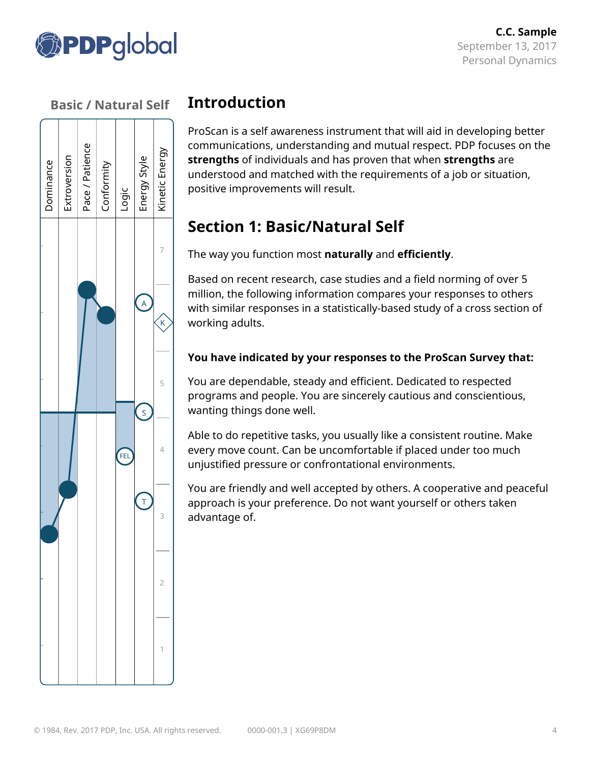## Basic / Natural Self

Dominance | Extroversion | Pace / Patience | Conformity | Logic | Energy Style | Kinetic Energy

# Introduction

ProScan is a self awareness instrument that will aid in developing better communications, understanding and mutual respect. PDP focuses on the **strengths** of individuals and has proven that when **strengths** are understood and matched with the requirements of a job or situation, positive improvements will result.

# Section 1: Basic/Natural Self

The way you function most **naturally** and **efficiently**.

Based on recent research, case studies and a field norming of over 5 million, the following information compares your responses to others with similar responses in a statistically-based study of a cross section of working adults.

**You have indicated by your responses to the ProScan Survey that:**

You are dependable, steady and efficient. Dedicated to respected programs and people. You are sincerely cautious and conscientious, wanting things done well.

Able to do repetitive tasks, you usually like a consistent routine. Make every move count. Can be uncomfortable if placed under too much unjustified pressure or confrontational environments.

You are friendly and well accepted by others. A cooperative and peaceful approach is your preference. Do not want yourself or others taken advantage of.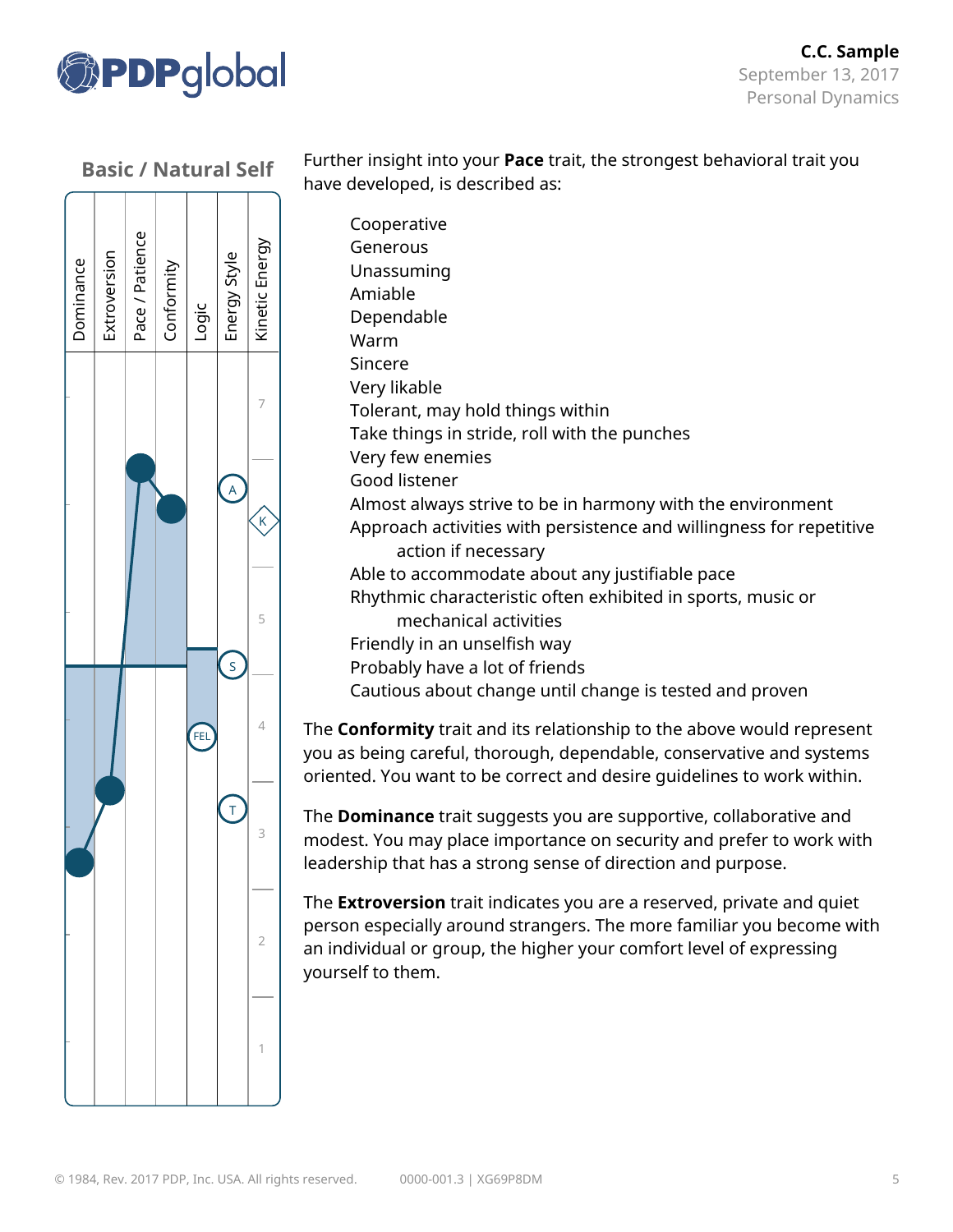C.C. Sample
September 13, 2017
Personal Dynamics

## Basic / Natural Self

Dominance | Extroversion | Pace / Patience | Conformity | Logic | Energy Style | Kinetic Energy

Further insight into your **Pace** trait, the strongest behavioral trait you have developed, is described as:

- Cooperative
- Generous
- Unassuming
- Amiable
- Dependable
- Warm
- Sincere
- Very likable
- Tolerant, may hold things within
- Take things in stride, roll with the punches
- Very few enemies
- Good listener
- Almost always strive to be in harmony with the environment
- Approach activities with persistence and willingness for repetitive action if necessary
- Able to accommodate about any justifiable pace
- Rhythmic characteristic often exhibited in sports, music or mechanical activities
- Friendly in an unselfish way
- Probably have a lot of friends
- Cautious about change until change is tested and proven

The **Conformity** trait and its relationship to the above would represent you as being careful, thorough, dependable, conservative and systems oriented. You want to be correct and desire guidelines to work within.

The **Dominance** trait suggests you are supportive, collaborative and modest. You may place importance on security and prefer to work with leadership that has a strong sense of direction and purpose.

The **Extroversion** trait indicates you are a reserved, private and quiet person especially around strangers. The more familiar you become with an individual or group, the higher your comfort level of expressing yourself to them.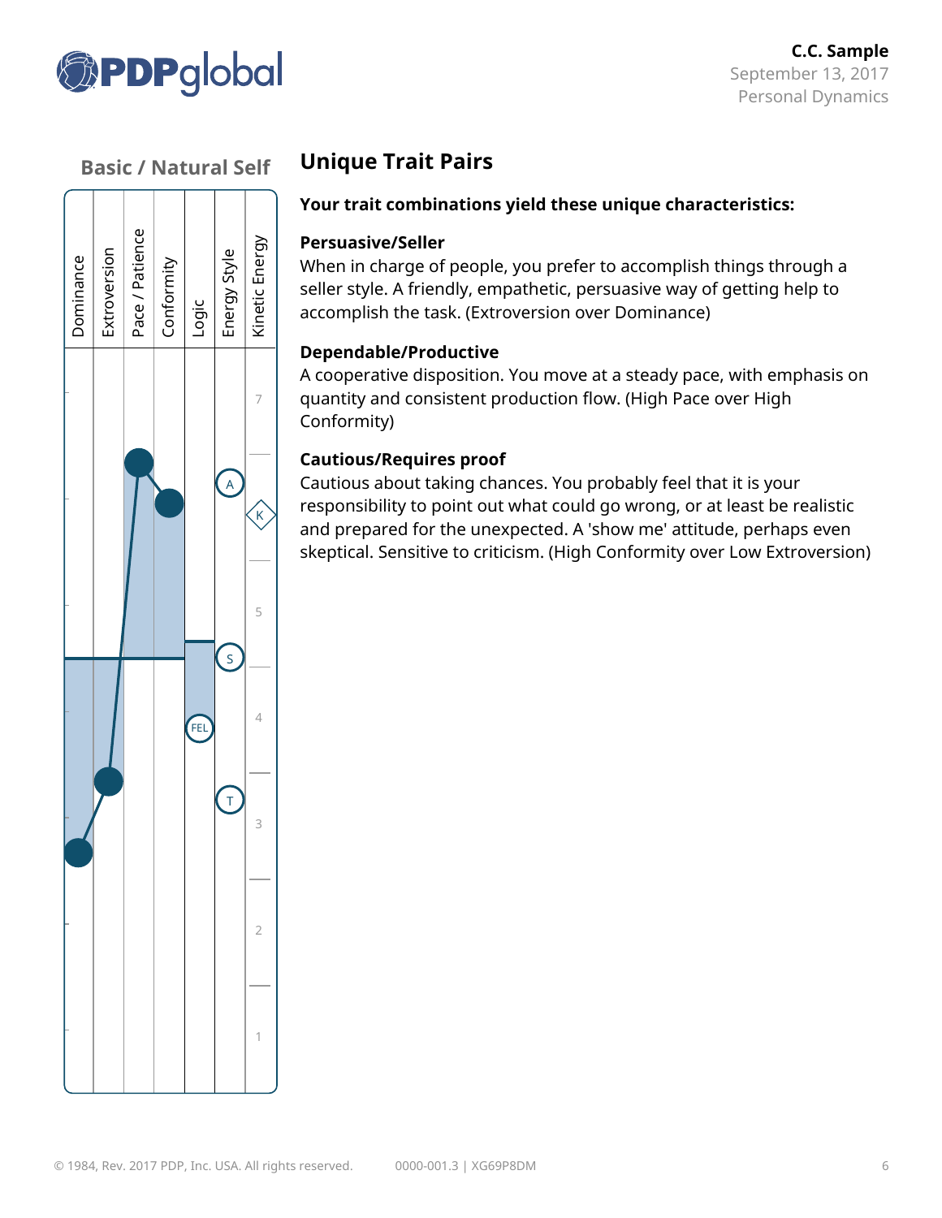### Basic / Natural Self

Dominance | Extroversion | Pace / Patience | Conformity | Logic | Energy Style | Kinetic Energy

FEL

A

S

T

K

7

5

4

3

2

1

## Unique Trait Pairs

**Your trait combinations yield these unique characteristics:**

**Persuasive/Seller**
When in charge of people, you prefer to accomplish things through a seller style. A friendly, empathetic, persuasive way of getting help to accomplish the task. (Extroversion over Dominance)

**Dependable/Productive**
A cooperative disposition. You move at a steady pace, with emphasis on quantity and consistent production flow. (High Pace over High Conformity)

**Cautious/Requires proof**
Cautious about taking chances. You probably feel that it is your responsibility to point out what could go wrong, or at least be realistic and prepared for the unexpected. A 'show me' attitude, perhaps even skeptical. Sensitive to criticism. (High Conformity over Low Extroversion)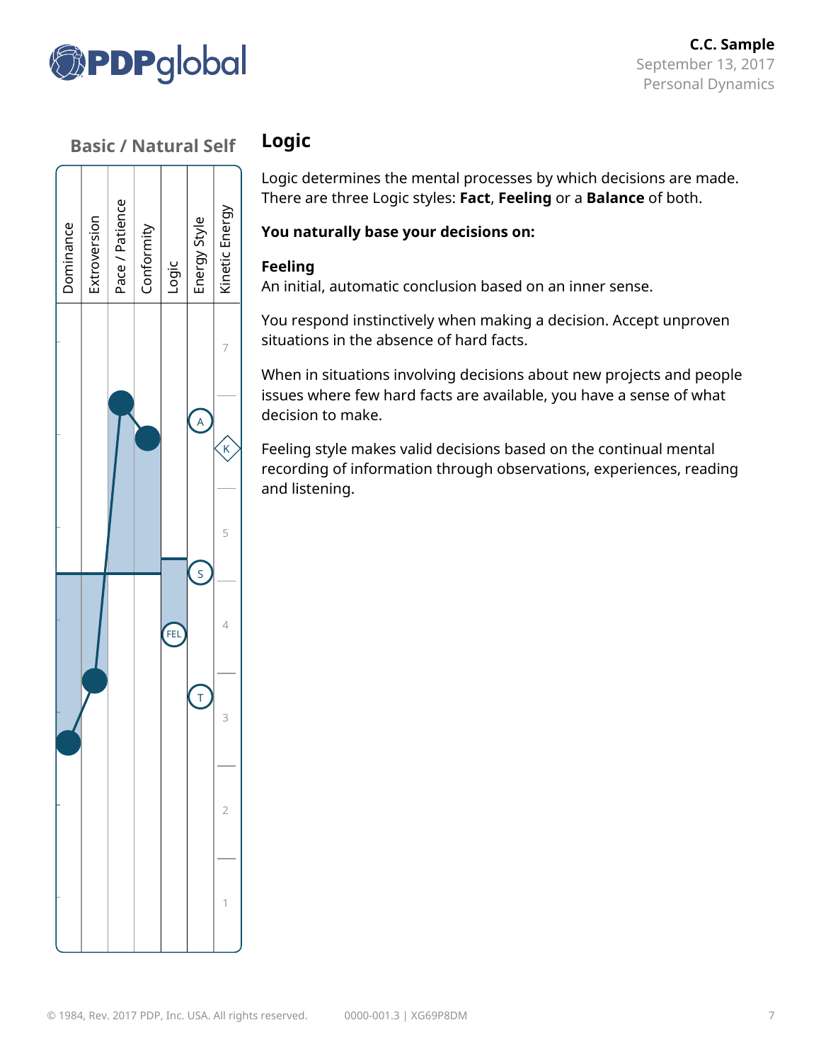## Basic / Natural Self

# Logic

Logic determines the mental processes by which decisions are made. There are three Logic styles: **Fact**, **Feeling** or a **Balance** of both.

**You naturally base your decisions on:**

**Feeling**
An initial, automatic conclusion based on an inner sense.

You respond instinctively when making a decision. Accept unproven situations in the absence of hard facts.

When in situations involving decisions about new projects and people issues where few hard facts are available, you have a sense of what decision to make.

Feeling style makes valid decisions based on the continual mental recording of information through observations, experiences, reading and listening.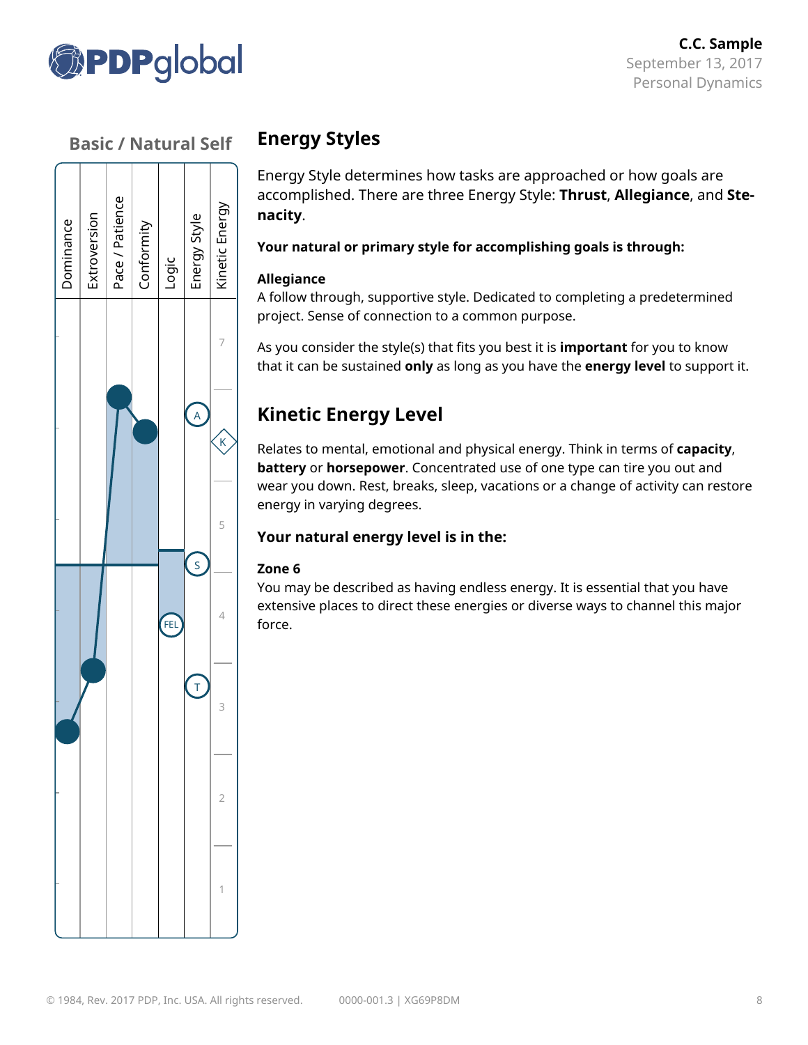## Basic / Natural Self

Dominance | Extroversion | Pace / Patience | Conformity | Logic | Energy Style | Kinetic Energy

7 | 5 | 4 | 3 | 2 | 1

A | K | S | FEL | T

# Energy Styles

Energy Style determines how tasks are approached or how goals are accomplished. There are three Energy Style: **Thrust**, **Allegiance**, and **Stenacity**.

**Your natural or primary style for accomplishing goals is through:**

**Allegiance**
A follow through, supportive style. Dedicated to completing a predetermined project. Sense of connection to a common purpose.

As you consider the style(s) that fits you best it is **important** for you to know that it can be sustained **only** as long as you have the **energy level** to support it.

# Kinetic Energy Level

Relates to mental, emotional and physical energy. Think in terms of **capacity**, **battery** or **horsepower**. Concentrated use of one type can tire you out and wear you down. Rest, breaks, sleep, vacations or a change of activity can restore energy in varying degrees.

**Your natural energy level is in the:**

**Zone 6**
You may be described as having endless energy. It is essential that you have extensive places to direct these energies or diverse ways to channel this major force.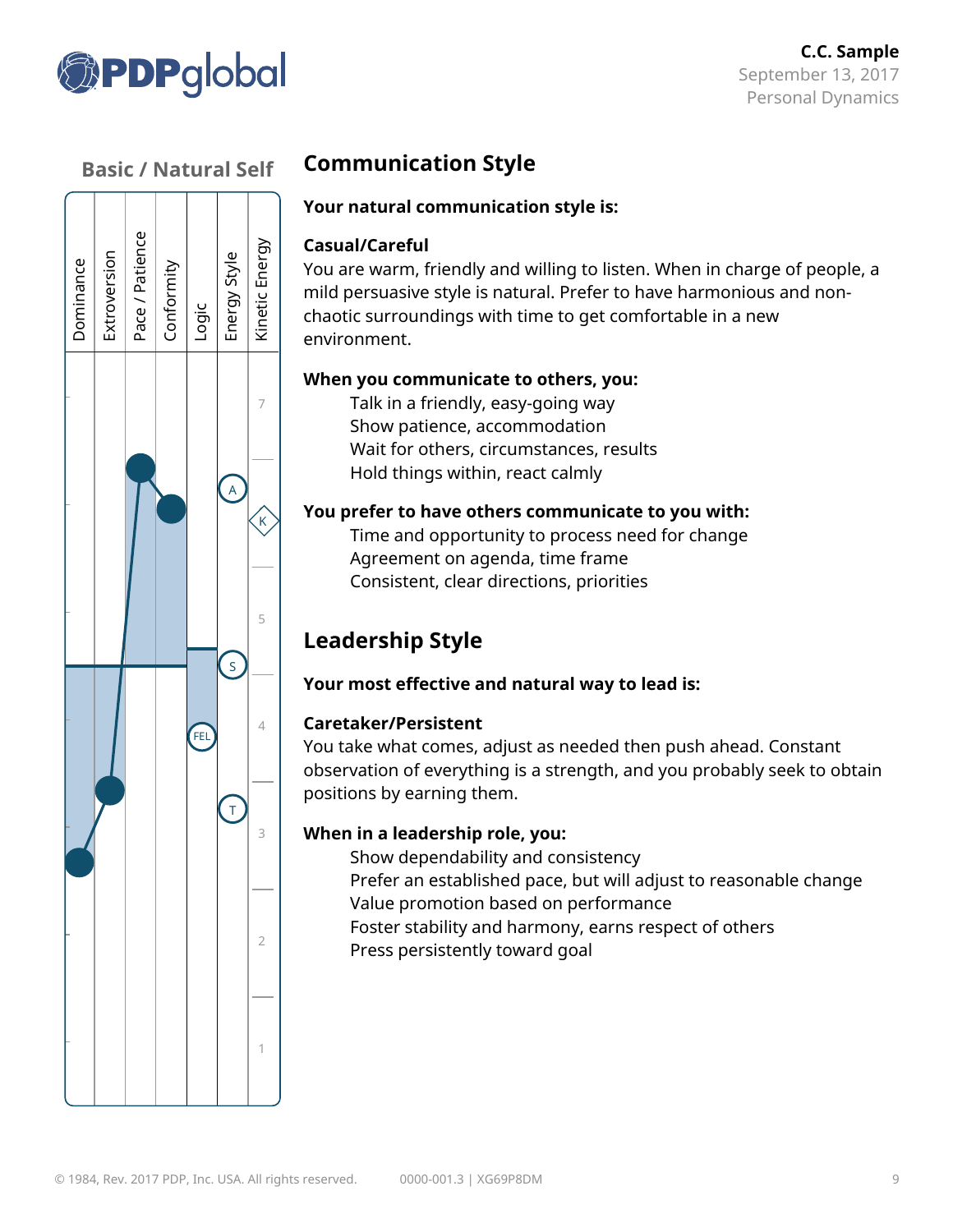## Basic / Natural Self

Dominance | Extroversion | Pace / Patience | Conformity | Logic | Energy Style | Kinetic Energy

## Communication Style

**Your natural communication style is:**

**Casual/Careful**

You are warm, friendly and willing to listen. When in charge of people, a mild persuasive style is natural. Prefer to have harmonious and non-chaotic surroundings with time to get comfortable in a new environment.

**When you communicate to others, you:**

- Talk in a friendly, easy-going way
- Show patience, accommodation
- Wait for others, circumstances, results
- Hold things within, react calmly

**You prefer to have others communicate to you with:**

- Time and opportunity to process need for change
- Agreement on agenda, time frame
- Consistent, clear directions, priorities

## Leadership Style

**Your most effective and natural way to lead is:**

**Caretaker/Persistent**

You take what comes, adjust as needed then push ahead. Constant observation of everything is a strength, and you probably seek to obtain positions by earning them.

**When in a leadership role, you:**

- Show dependability and consistency
- Prefer an established pace, but will adjust to reasonable change
- Value promotion based on performance
- Foster stability and harmony, earns respect of others
- Press persistently toward goal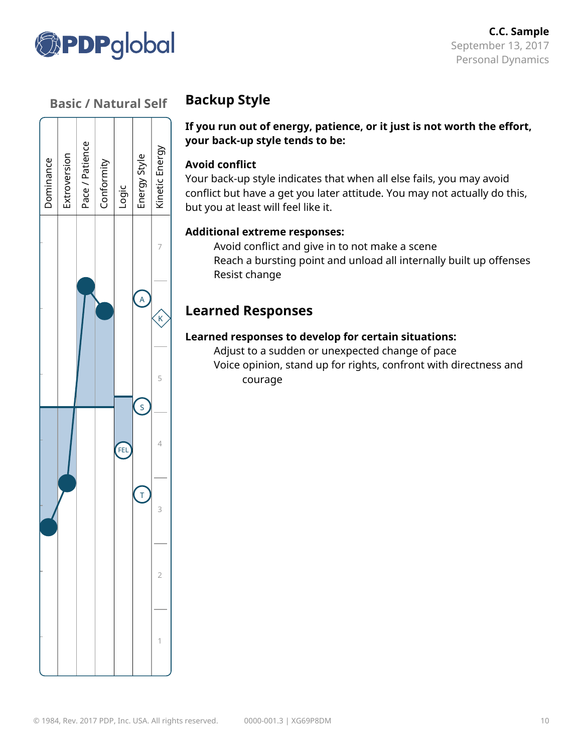## Basic / Natural Self

| Dominance | Extroversion | Pace / Patience | Conformity | Logic | Energy Style | Kinetic Energy |
|---|---|---|---|---|---|---|

## Backup Style

**If you run out of energy, patience, or it just is not worth the effort, your back-up style tends to be:**

**Avoid conflict**
Your back-up style indicates that when all else fails, you may avoid conflict but have a get you later attitude. You may not actually do this, but you at least will feel like it.

**Additional extreme responses:**

Avoid conflict and give in to not make a scene
Reach a bursting point and unload all internally built up offenses
Resist change

## Learned Responses

**Learned responses to develop for certain situations:**

Adjust to a sudden or unexpected change of pace
Voice opinion, stand up for rights, confront with directness and courage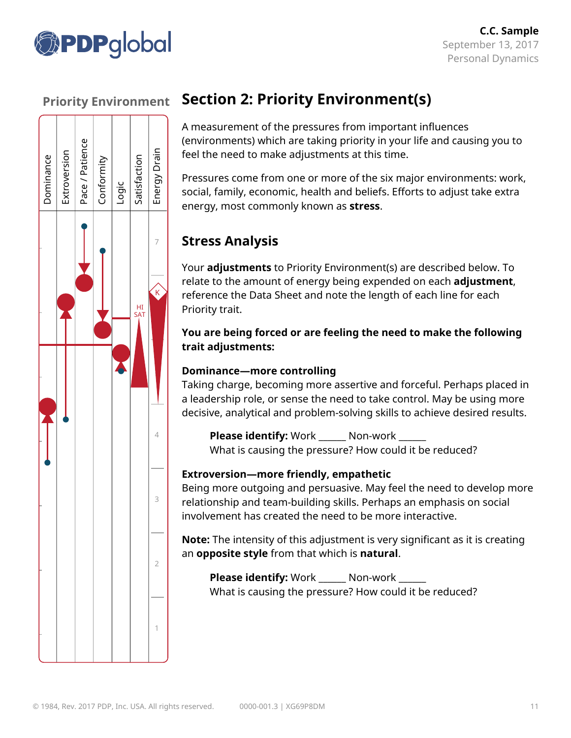**Priority Environment**

Dominance | Extroversion | Pace / Patience | Conformity | Logic | Satisfaction | Energy Drain

HI SAT

K

7

4

3

2

1

## Section 2: Priority Environment(s)

A measurement of the pressures from important influences (environments) which are taking priority in your life and causing you to feel the need to make adjustments at this time.

Pressures come from one or more of the six major environments: work, social, family, economic, health and beliefs. Efforts to adjust take extra energy, most commonly known as **stress**.

## Stress Analysis

Your **adjustments** to Priority Environment(s) are described below. To relate to the amount of energy being expended on each **adjustment**, reference the Data Sheet and note the length of each line for each Priority trait.

**You are being forced or are feeling the need to make the following trait adjustments:**

### Dominance—more controlling

Taking charge, becoming more assertive and forceful. Perhaps placed in a leadership role, or sense the need to take control. May be using more decisive, analytical and problem-solving skills to achieve desired results.

> **Please identify:** Work ______ Non-work ______
> What is causing the pressure? How could it be reduced?

### Extroversion—more friendly, empathetic

Being more outgoing and persuasive. May feel the need to develop more relationship and team-building skills. Perhaps an emphasis on social involvement has created the need to be more interactive.

**Note:** The intensity of this adjustment is very significant as it is creating an **opposite style** from that which is **natural**.

> **Please identify:** Work ______ Non-work ______
> What is causing the pressure? How could it be reduced?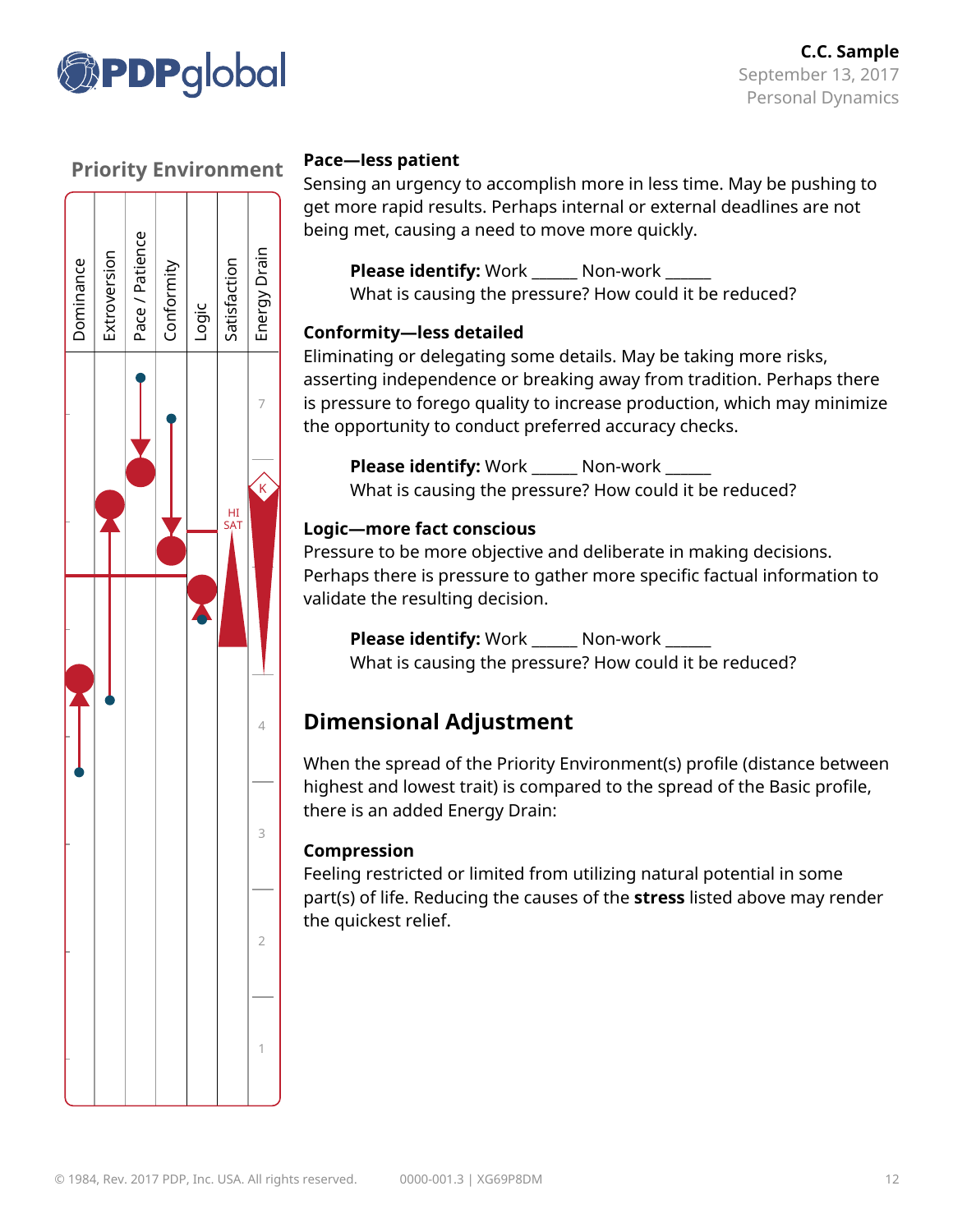C.C. Sample
September 13, 2017
Personal Dynamics

## Priority Environment

Dominance | Extroversion | Pace / Patience | Conformity | Logic | Satisfaction | Energy Drain

HI SAT

K

7

4

3

2

1

**Pace—less patient**
Sensing an urgency to accomplish more in less time. May be pushing to get more rapid results. Perhaps internal or external deadlines are not being met, causing a need to move more quickly.

> **Please identify:** Work ______ Non-work ______
> What is causing the pressure? How could it be reduced?

**Conformity—less detailed**
Eliminating or delegating some details. May be taking more risks, asserting independence or breaking away from tradition. Perhaps there is pressure to forego quality to increase production, which may minimize the opportunity to conduct preferred accuracy checks.

> **Please identify:** Work ______ Non-work ______
> What is causing the pressure? How could it be reduced?

**Logic—more fact conscious**
Pressure to be more objective and deliberate in making decisions. Perhaps there is pressure to gather more specific factual information to validate the resulting decision.

> **Please identify:** Work ______ Non-work ______
> What is causing the pressure? How could it be reduced?

## Dimensional Adjustment

When the spread of the Priority Environment(s) profile (distance between highest and lowest trait) is compared to the spread of the Basic profile, there is an added Energy Drain:

**Compression**
Feeling restricted or limited from utilizing natural potential in some part(s) of life. Reducing the causes of the **stress** listed above may render the quickest relief.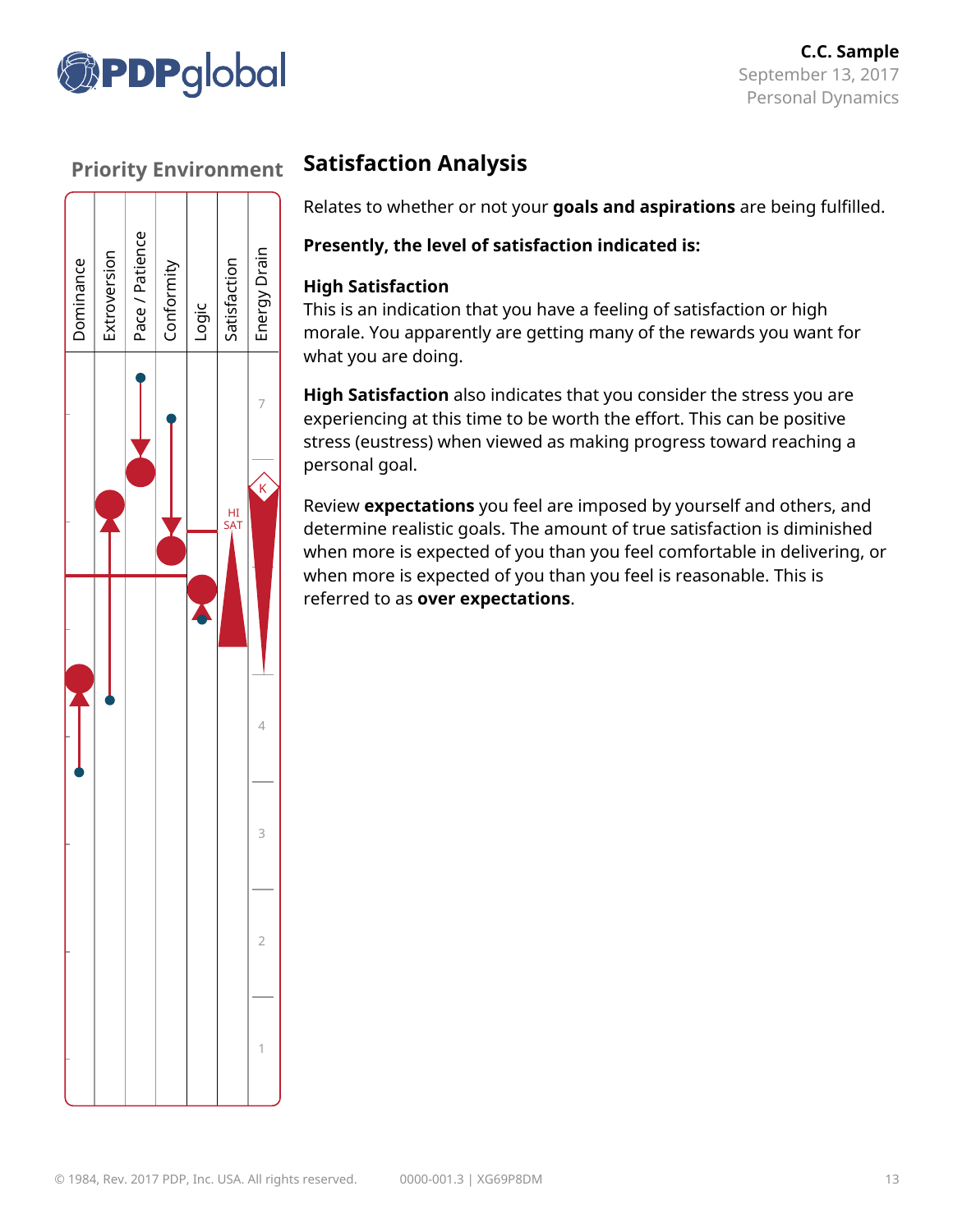## Priority Environment

Dominance | Extroversion | Pace / Patience | Conformity | Logic | Satisfaction | Energy Drain

HI SAT

K

7

4

3

2

1

## Satisfaction Analysis

Relates to whether or not your **goals and aspirations** are being fulfilled.

**Presently, the level of satisfaction indicated is:**

**High Satisfaction**
This is an indication that you have a feeling of satisfaction or high morale. You apparently are getting many of the rewards you want for what you are doing.

**High Satisfaction** also indicates that you consider the stress you are experiencing at this time to be worth the effort. This can be positive stress (eustress) when viewed as making progress toward reaching a personal goal.

Review **expectations** you feel are imposed by yourself and others, and determine realistic goals. The amount of true satisfaction is diminished when more is expected of you than you feel comfortable in delivering, or when more is expected of you than you feel is reasonable. This is referred to as **over expectations**.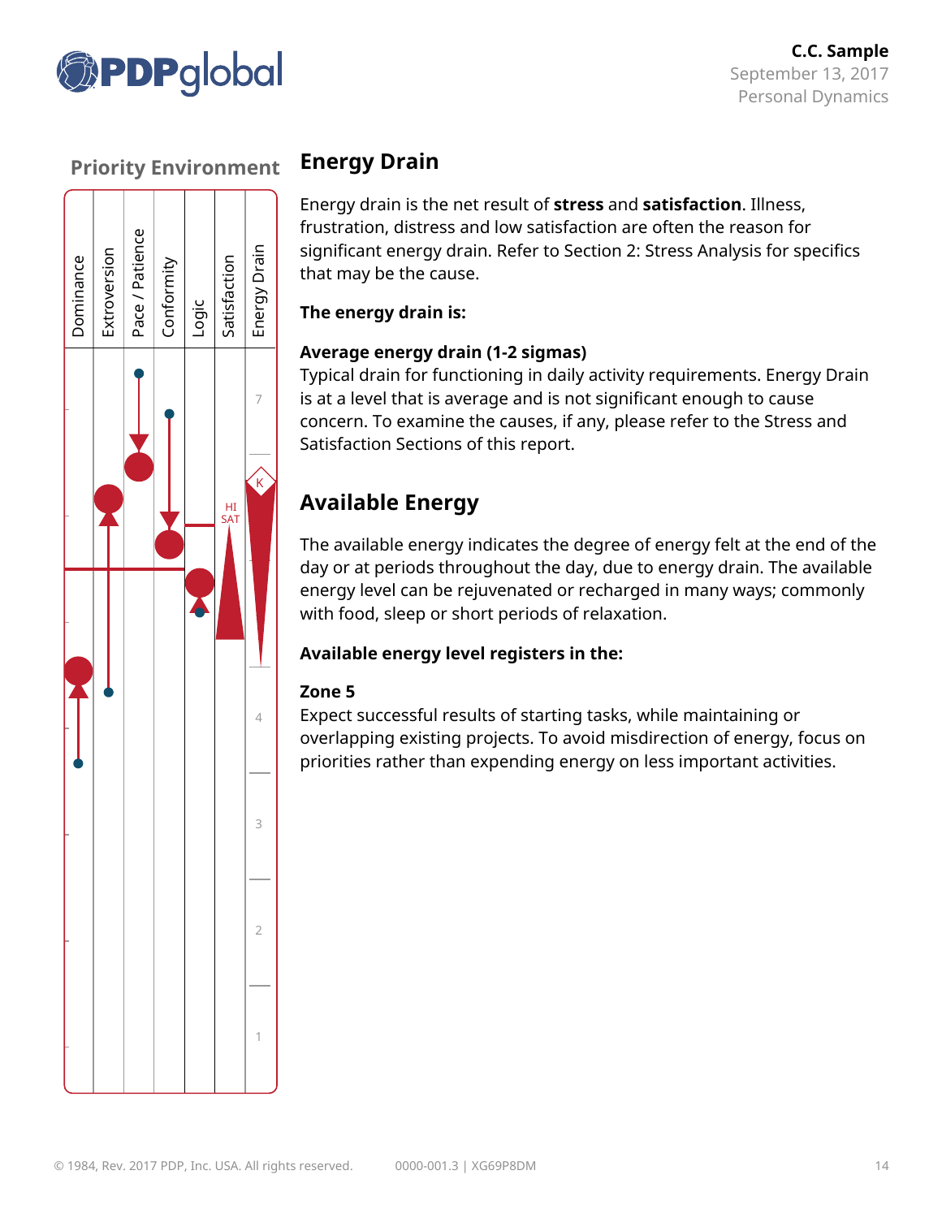## Priority Environment

Dominance | Extroversion | Pace / Patience | Conformity | Logic | Satisfaction | Energy Drain

HI SAT

K

7

4

3

2

1

## Energy Drain

Energy drain is the net result of **stress** and **satisfaction**. Illness, frustration, distress and low satisfaction are often the reason for significant energy drain. Refer to Section 2: Stress Analysis for specifics that may be the cause.

**The energy drain is:**

**Average energy drain (1-2 sigmas)**
Typical drain for functioning in daily activity requirements. Energy Drain is at a level that is average and is not significant enough to cause concern. To examine the causes, if any, please refer to the Stress and Satisfaction Sections of this report.

## Available Energy

The available energy indicates the degree of energy felt at the end of the day or at periods throughout the day, due to energy drain. The available energy level can be rejuvenated or recharged in many ways; commonly with food, sleep or short periods of relaxation.

**Available energy level registers in the:**

**Zone 5**
Expect successful results of starting tasks, while maintaining or overlapping existing projects. To avoid misdirection of energy, focus on priorities rather than expending energy on less important activities.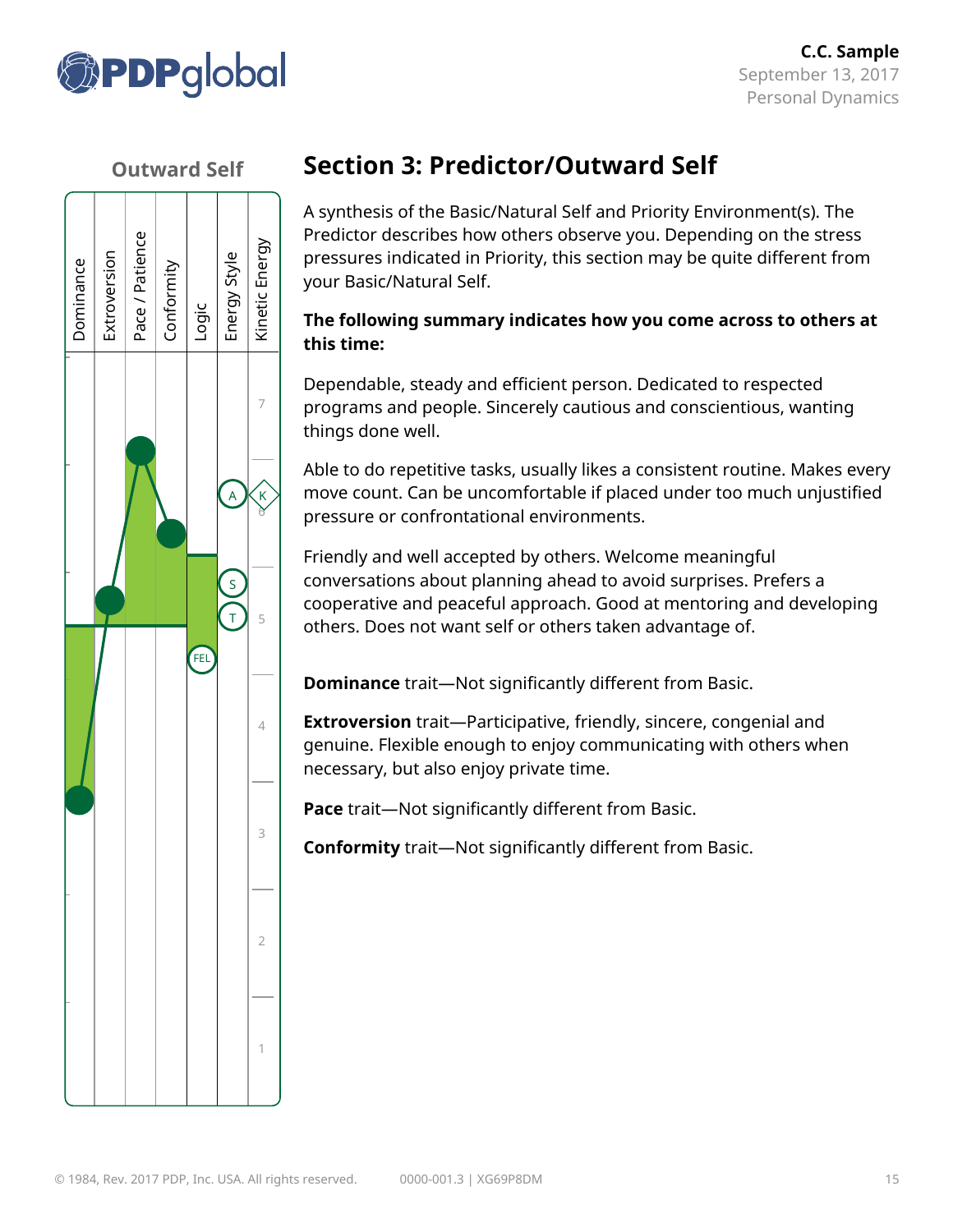C.C. Sample
September 13, 2017
Personal Dynamics

## Outward Self

Dominance | Extroversion | Pace / Patience | Conformity | Logic | Energy Style | Kinetic Energy

# Section 3: Predictor/Outward Self

A synthesis of the Basic/Natural Self and Priority Environment(s). The Predictor describes how others observe you. Depending on the stress pressures indicated in Priority, this section may be quite different from your Basic/Natural Self.

**The following summary indicates how you come across to others at this time:**

Dependable, steady and efficient person. Dedicated to respected programs and people. Sincerely cautious and conscientious, wanting things done well.

Able to do repetitive tasks, usually likes a consistent routine. Makes every move count. Can be uncomfortable if placed under too much unjustified pressure or confrontational environments.

Friendly and well accepted by others. Welcome meaningful conversations about planning ahead to avoid surprises. Prefers a cooperative and peaceful approach. Good at mentoring and developing others. Does not want self or others taken advantage of.

**Dominance** trait—Not significantly different from Basic.

**Extroversion** trait—Participative, friendly, sincere, congenial and genuine. Flexible enough to enjoy communicating with others when necessary, but also enjoy private time.

**Pace** trait—Not significantly different from Basic.

**Conformity** trait—Not significantly different from Basic.

© 1984, Rev. 2017 PDP, Inc. USA. All rights reserved. 0000-001.3 | XG69P8DM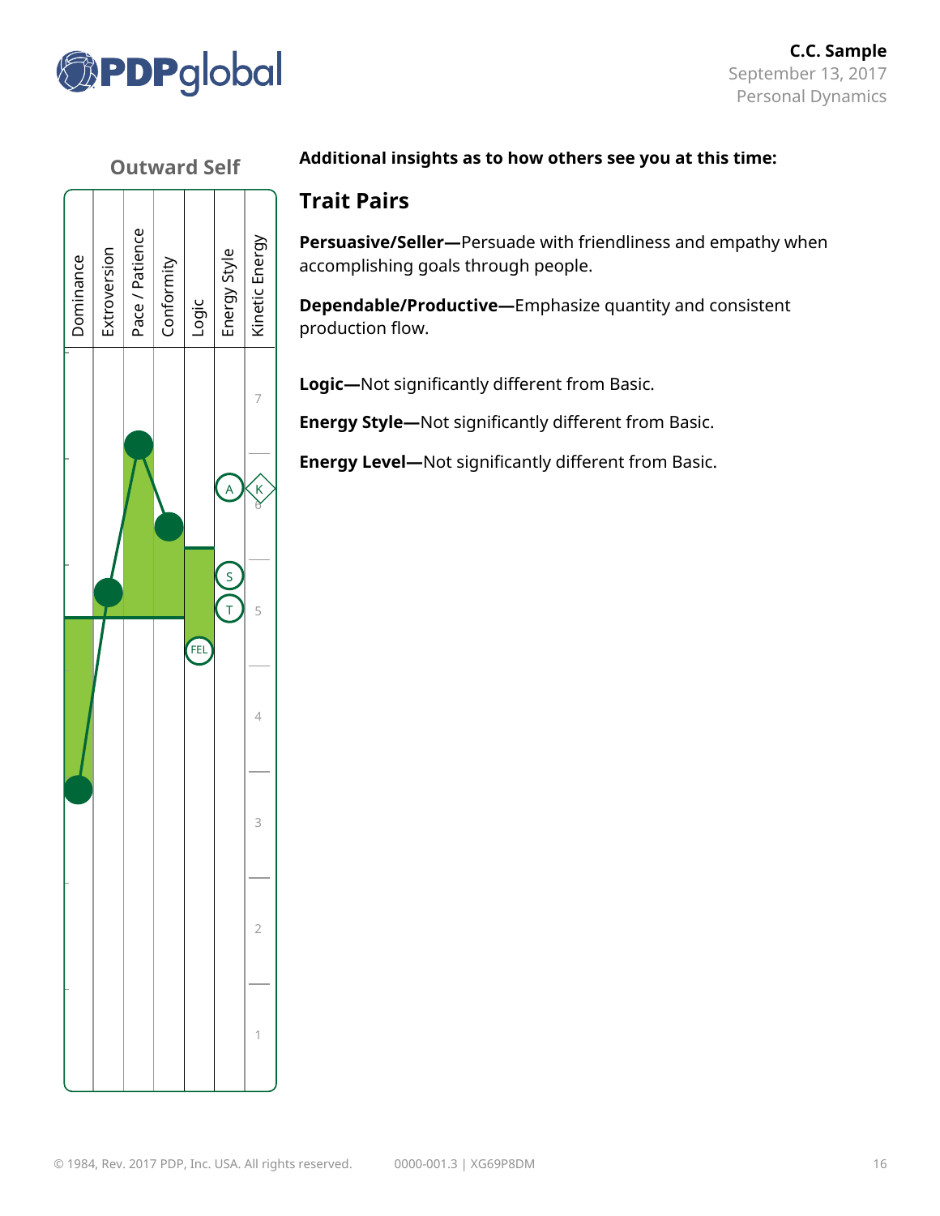## Outward Self

Dominance | Extroversion | Pace / Patience | Conformity | Logic | Energy Style | Kinetic Energy

7
6
5
4
3
2
1

A K S T FEL

**Additional insights as to how others see you at this time:**

## Trait Pairs

**Persuasive/Seller—**Persuade with friendliness and empathy when accomplishing goals through people.

**Dependable/Productive—**Emphasize quantity and consistent production flow.

**Logic—**Not significantly different from Basic.

**Energy Style—**Not significantly different from Basic.

**Energy Level—**Not significantly different from Basic.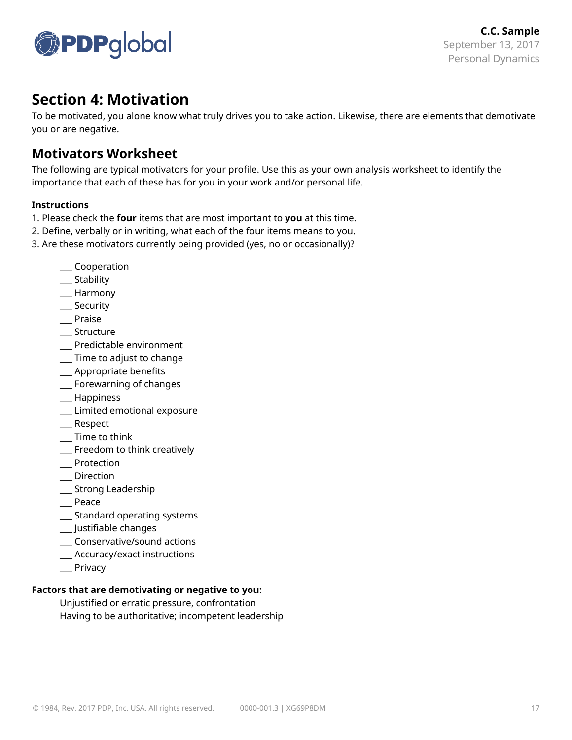## Section 4: Motivation

To be motivated, you alone know what truly drives you to take action. Likewise, there are elements that demotivate you or are negative.

## Motivators Worksheet

The following are typical motivators for your profile. Use this as your own analysis worksheet to identify the importance that each of these has for you in your work and/or personal life.

**Instructions**

1. Please check the **four** items that are most important to **you** at this time.
2. Define, verbally or in writing, what each of the four items means to you.
3. Are these motivators currently being provided (yes, no or occasionally)?

___ Cooperation
___ Stability
___ Harmony
___ Security
___ Praise
___ Structure
___ Predictable environment
___ Time to adjust to change
___ Appropriate benefits
___ Forewarning of changes
___ Happiness
___ Limited emotional exposure
___ Respect
___ Time to think
___ Freedom to think creatively
___ Protection
___ Direction
___ Strong Leadership
___ Peace
___ Standard operating systems
___ Justifiable changes
___ Conservative/sound actions
___ Accuracy/exact instructions
___ Privacy

**Factors that are demotivating or negative to you:**

Unjustified or erratic pressure, confrontation
Having to be authoritative; incompetent leadership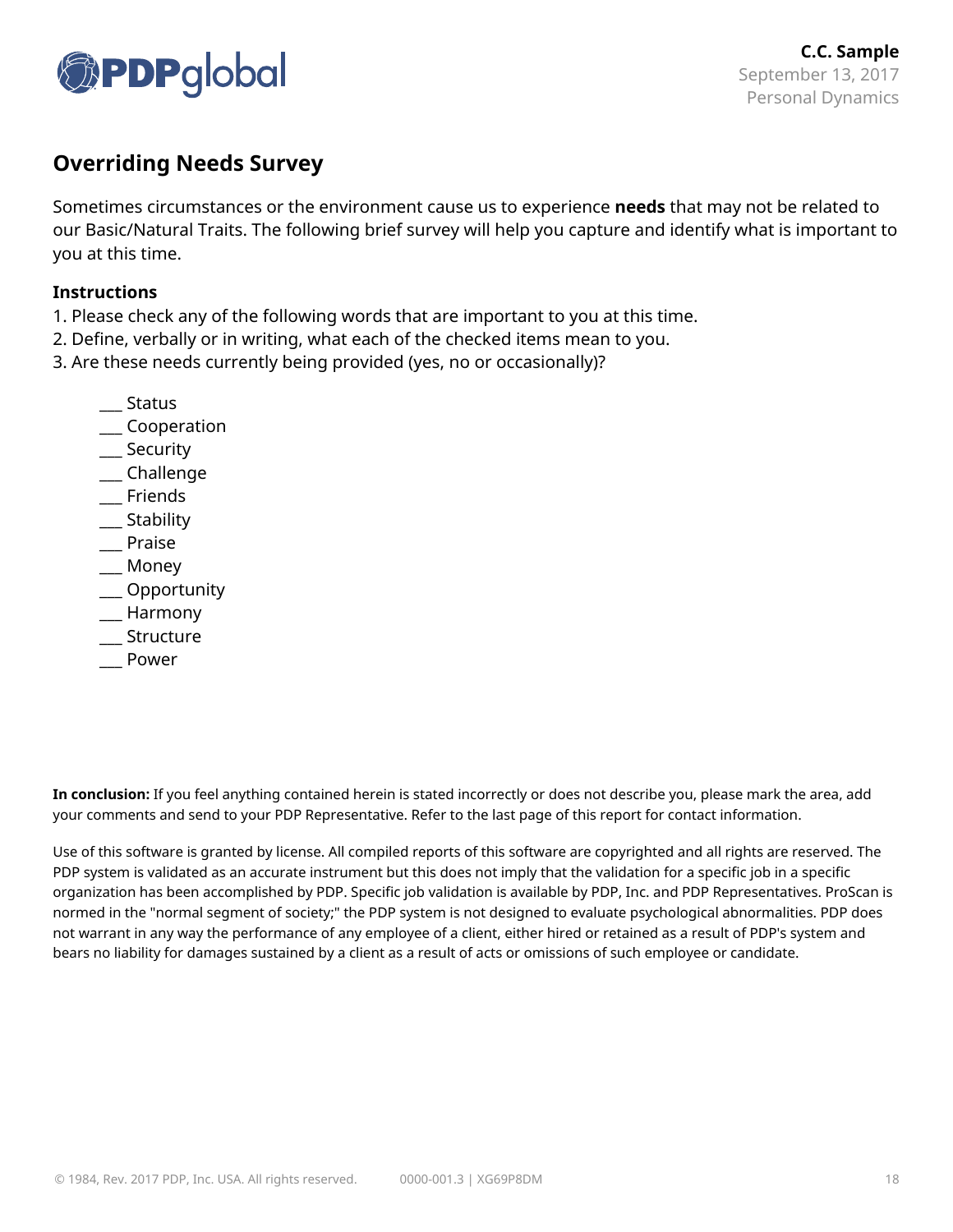## Overriding Needs Survey

Sometimes circumstances or the environment cause us to experience **needs** that may not be related to our Basic/Natural Traits. The following brief survey will help you capture and identify what is important to you at this time.

**Instructions**

1. Please check any of the following words that are important to you at this time.
2. Define, verbally or in writing, what each of the checked items mean to you.
3. Are these needs currently being provided (yes, no or occasionally)?

___ Status
___ Cooperation
___ Security
___ Challenge
___ Friends
___ Stability
___ Praise
___ Money
___ Opportunity
___ Harmony
___ Structure
___ Power

**In conclusion:** If you feel anything contained herein is stated incorrectly or does not describe you, please mark the area, add your comments and send to your PDP Representative. Refer to the last page of this report for contact information.

Use of this software is granted by license. All compiled reports of this software are copyrighted and all rights are reserved. The PDP system is validated as an accurate instrument but this does not imply that the validation for a specific job in a specific organization has been accomplished by PDP. Specific job validation is available by PDP, Inc. and PDP Representatives. ProScan is normed in the "normal segment of society;" the PDP system is not designed to evaluate psychological abnormalities. PDP does not warrant in any way the performance of any employee of a client, either hired or retained as a result of PDP's system and bears no liability for damages sustained by a client as a result of acts or omissions of such employee or candidate.